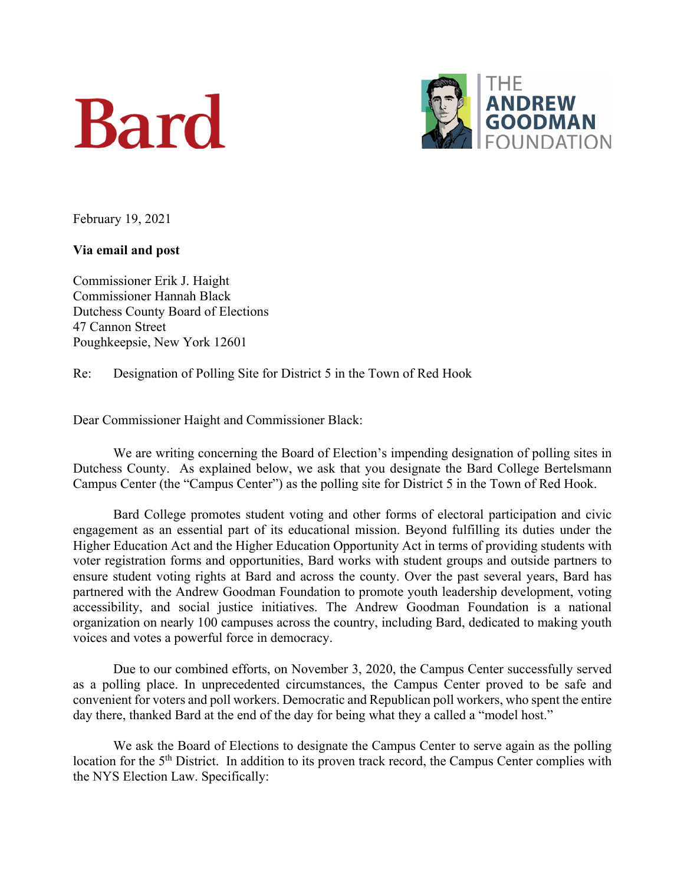Bard

THE ANDREW GOODMAN FOUNDATION

February 19, 2021

**Via email and post**

Commissioner Erik J. Haight
Commissioner Hannah Black
Dutchess County Board of Elections
47 Cannon Street
Poughkeepsie, New York 12601

Re: Designation of Polling Site for District 5 in the Town of Red Hook

Dear Commissioner Haight and Commissioner Black:

We are writing concerning the Board of Election's impending designation of polling sites in Dutchess County. As explained below, we ask that you designate the Bard College Bertelsmann Campus Center (the "Campus Center") as the polling site for District 5 in the Town of Red Hook.

Bard College promotes student voting and other forms of electoral participation and civic engagement as an essential part of its educational mission. Beyond fulfilling its duties under the Higher Education Act and the Higher Education Opportunity Act in terms of providing students with voter registration forms and opportunities, Bard works with student groups and outside partners to ensure student voting rights at Bard and across the county. Over the past several years, Bard has partnered with the Andrew Goodman Foundation to promote youth leadership development, voting accessibility, and social justice initiatives. The Andrew Goodman Foundation is a national organization on nearly 100 campuses across the country, including Bard, dedicated to making youth voices and votes a powerful force in democracy.

Due to our combined efforts, on November 3, 2020, the Campus Center successfully served as a polling place. In unprecedented circumstances, the Campus Center proved to be safe and convenient for voters and poll workers. Democratic and Republican poll workers, who spent the entire day there, thanked Bard at the end of the day for being what they a called a "model host."

We ask the Board of Elections to designate the Campus Center to serve again as the polling location for the 5th District. In addition to its proven track record, the Campus Center complies with the NYS Election Law. Specifically: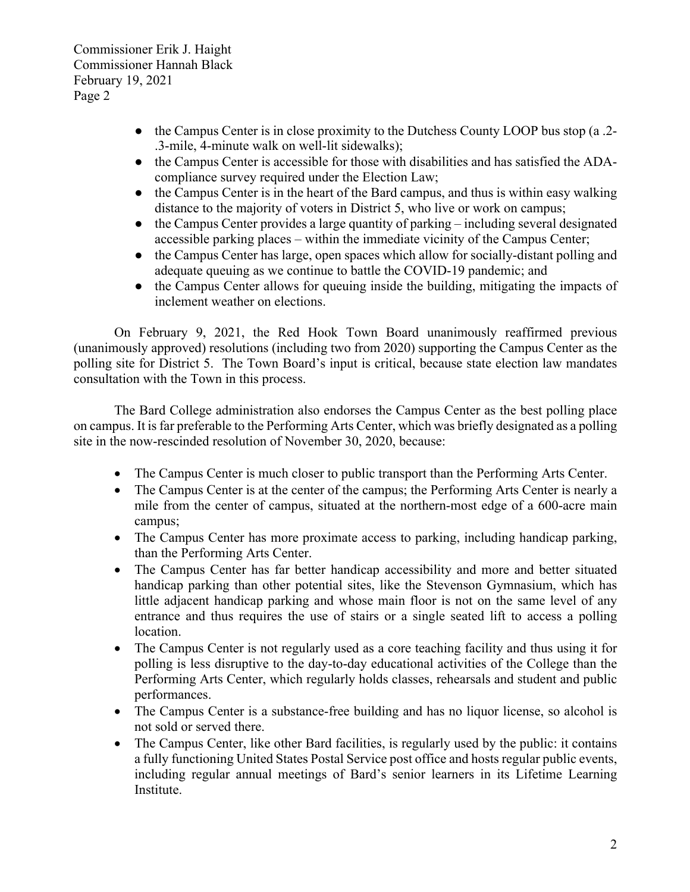- the Campus Center is in close proximity to the Dutchess County LOOP bus stop (a .2-.3-mile, 4-minute walk on well-lit sidewalks);
- the Campus Center is accessible for those with disabilities and has satisfied the ADA-compliance survey required under the Election Law;
- the Campus Center is in the heart of the Bard campus, and thus is within easy walking distance to the majority of voters in District 5, who live or work on campus;
- the Campus Center provides a large quantity of parking – including several designated accessible parking places – within the immediate vicinity of the Campus Center;
- the Campus Center has large, open spaces which allow for socially-distant polling and adequate queuing as we continue to battle the COVID-19 pandemic; and
- the Campus Center allows for queuing inside the building, mitigating the impacts of inclement weather on elections.

On February 9, 2021, the Red Hook Town Board unanimously reaffirmed previous (unanimously approved) resolutions (including two from 2020) supporting the Campus Center as the polling site for District 5. The Town Board's input is critical, because state election law mandates consultation with the Town in this process.

The Bard College administration also endorses the Campus Center as the best polling place on campus. It is far preferable to the Performing Arts Center, which was briefly designated as a polling site in the now-rescinded resolution of November 30, 2020, because:

- The Campus Center is much closer to public transport than the Performing Arts Center.
- The Campus Center is at the center of the campus; the Performing Arts Center is nearly a mile from the center of campus, situated at the northern-most edge of a 600-acre main campus;
- The Campus Center has more proximate access to parking, including handicap parking, than the Performing Arts Center.
- The Campus Center has far better handicap accessibility and more and better situated handicap parking than other potential sites, like the Stevenson Gymnasium, which has little adjacent handicap parking and whose main floor is not on the same level of any entrance and thus requires the use of stairs or a single seated lift to access a polling location.
- The Campus Center is not regularly used as a core teaching facility and thus using it for polling is less disruptive to the day-to-day educational activities of the College than the Performing Arts Center, which regularly holds classes, rehearsals and student and public performances.
- The Campus Center is a substance-free building and has no liquor license, so alcohol is not sold or served there.
- The Campus Center, like other Bard facilities, is regularly used by the public: it contains a fully functioning United States Postal Service post office and hosts regular public events, including regular annual meetings of Bard's senior learners in its Lifetime Learning Institute.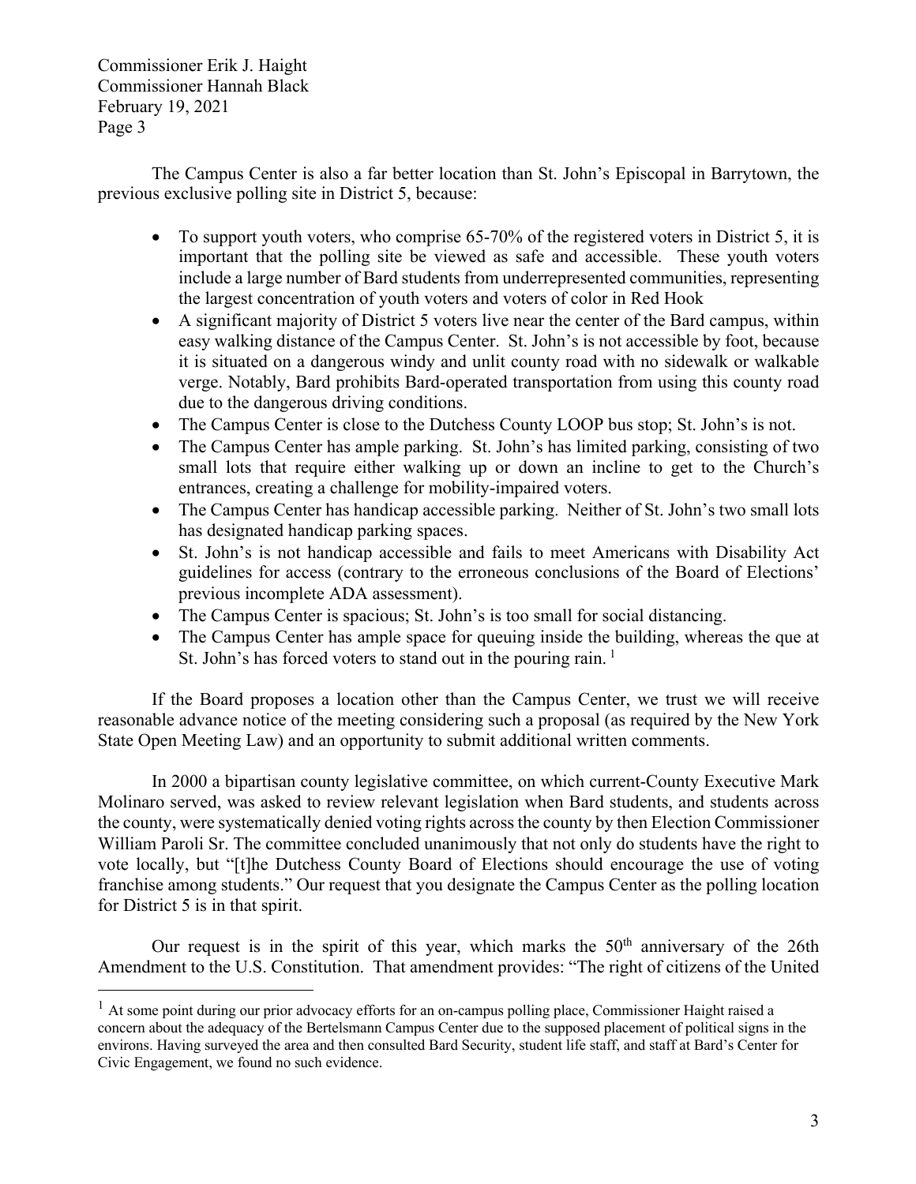The Campus Center is also a far better location than St. John's Episcopal in Barrytown, the previous exclusive polling site in District 5, because:

- To support youth voters, who comprise 65-70% of the registered voters in District 5, it is important that the polling site be viewed as safe and accessible. These youth voters include a large number of Bard students from underrepresented communities, representing the largest concentration of youth voters and voters of color in Red Hook
- A significant majority of District 5 voters live near the center of the Bard campus, within easy walking distance of the Campus Center. St. John's is not accessible by foot, because it is situated on a dangerous windy and unlit county road with no sidewalk or walkable verge. Notably, Bard prohibits Bard-operated transportation from using this county road due to the dangerous driving conditions.
- The Campus Center is close to the Dutchess County LOOP bus stop; St. John's is not.
- The Campus Center has ample parking. St. John's has limited parking, consisting of two small lots that require either walking up or down an incline to get to the Church's entrances, creating a challenge for mobility-impaired voters.
- The Campus Center has handicap accessible parking. Neither of St. John's two small lots has designated handicap parking spaces.
- St. John's is not handicap accessible and fails to meet Americans with Disability Act guidelines for access (contrary to the erroneous conclusions of the Board of Elections' previous incomplete ADA assessment).
- The Campus Center is spacious; St. John's is too small for social distancing.
- The Campus Center has ample space for queuing inside the building, whereas the que at St. John's has forced voters to stand out in the pouring rain. [1]

If the Board proposes a location other than the Campus Center, we trust we will receive reasonable advance notice of the meeting considering such a proposal (as required by the New York State Open Meeting Law) and an opportunity to submit additional written comments.

In 2000 a bipartisan county legislative committee, on which current-County Executive Mark Molinaro served, was asked to review relevant legislation when Bard students, and students across the county, were systematically denied voting rights across the county by then Election Commissioner William Paroli Sr. The committee concluded unanimously that not only do students have the right to vote locally, but "[t]he Dutchess County Board of Elections should encourage the use of voting franchise among students." Our request that you designate the Campus Center as the polling location for District 5 is in that spirit.

Our request is in the spirit of this year, which marks the 50th anniversary of the 26th Amendment to the U.S. Constitution. That amendment provides: "The right of citizens of the United

[1] At some point during our prior advocacy efforts for an on-campus polling place, Commissioner Haight raised a concern about the adequacy of the Bertelsmann Campus Center due to the supposed placement of political signs in the environs. Having surveyed the area and then consulted Bard Security, student life staff, and staff at Bard's Center for Civic Engagement, we found no such evidence.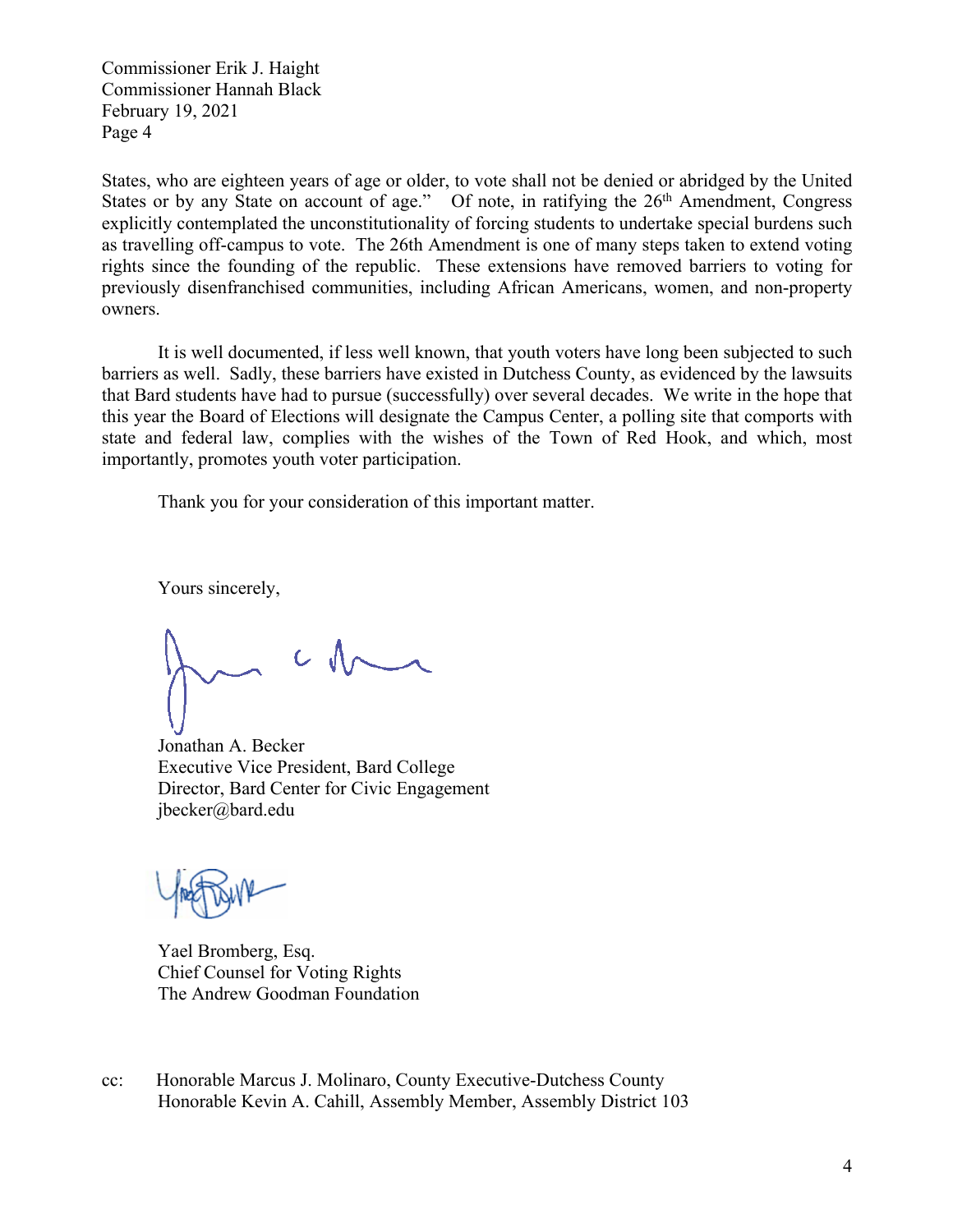States, who are eighteen years of age or older, to vote shall not be denied or abridged by the United States or by any State on account of age." Of note, in ratifying the 26th Amendment, Congress explicitly contemplated the unconstitutionality of forcing students to undertake special burdens such as travelling off-campus to vote. The 26th Amendment is one of many steps taken to extend voting rights since the founding of the republic. These extensions have removed barriers to voting for previously disenfranchised communities, including African Americans, women, and non-property owners.

It is well documented, if less well known, that youth voters have long been subjected to such barriers as well. Sadly, these barriers have existed in Dutchess County, as evidenced by the lawsuits that Bard students have had to pursue (successfully) over several decades. We write in the hope that this year the Board of Elections will designate the Campus Center, a polling site that comports with state and federal law, complies with the wishes of the Town of Red Hook, and which, most importantly, promotes youth voter participation.

Thank you for your consideration of this important matter.

Yours sincerely,

Jonathan A. Becker
Executive Vice President, Bard College
Director, Bard Center for Civic Engagement
jbecker@bard.edu

Yael Bromberg, Esq.
Chief Counsel for Voting Rights
The Andrew Goodman Foundation

cc: Honorable Marcus J. Molinaro, County Executive-Dutchess County
Honorable Kevin A. Cahill, Assembly Member, Assembly District 103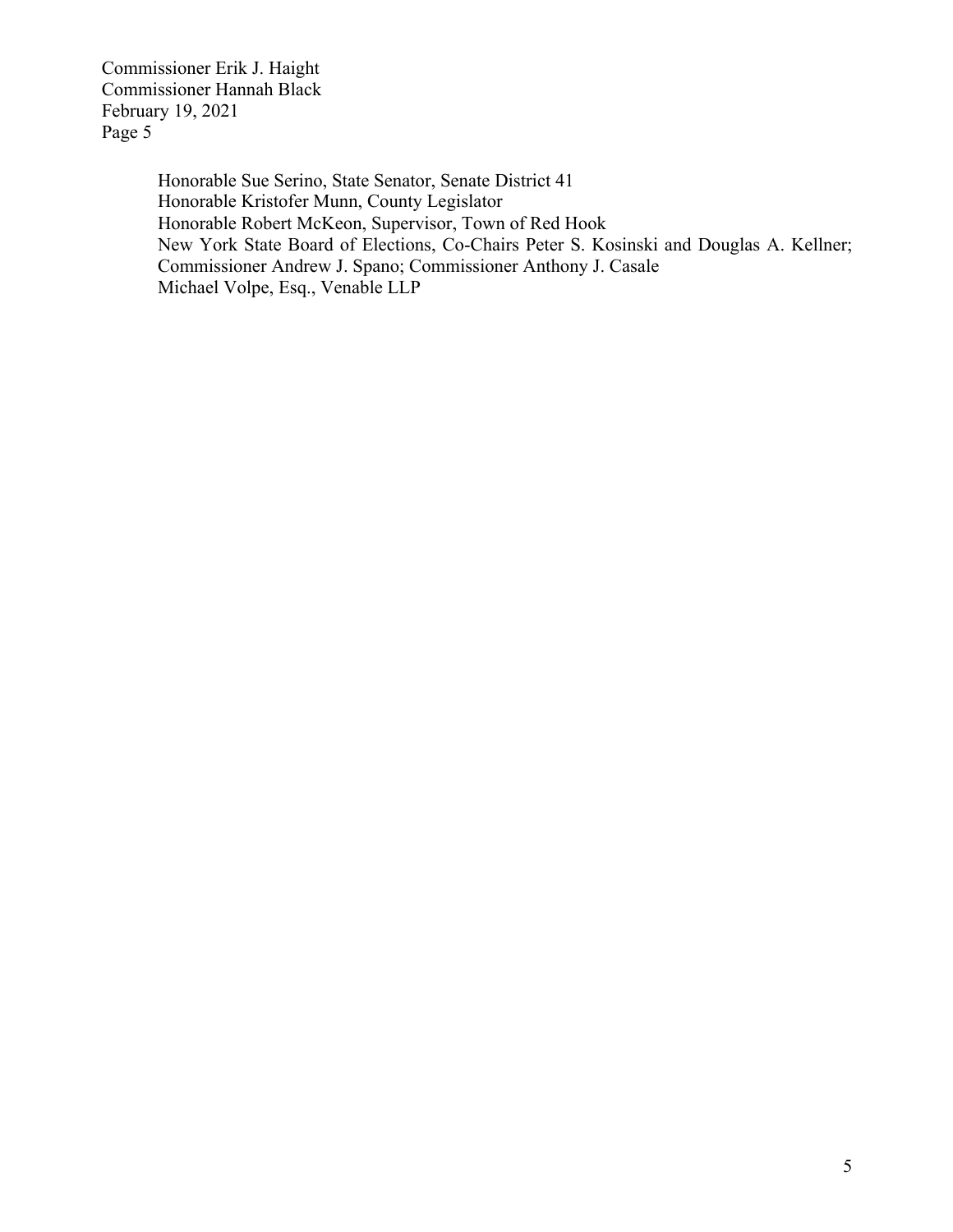Honorable Sue Serino, State Senator, Senate District 41
Honorable Kristofer Munn, County Legislator
Honorable Robert McKeon, Supervisor, Town of Red Hook
New York State Board of Elections, Co-Chairs Peter S. Kosinski and Douglas A. Kellner; Commissioner Andrew J. Spano; Commissioner Anthony J. Casale
Michael Volpe, Esq., Venable LLP